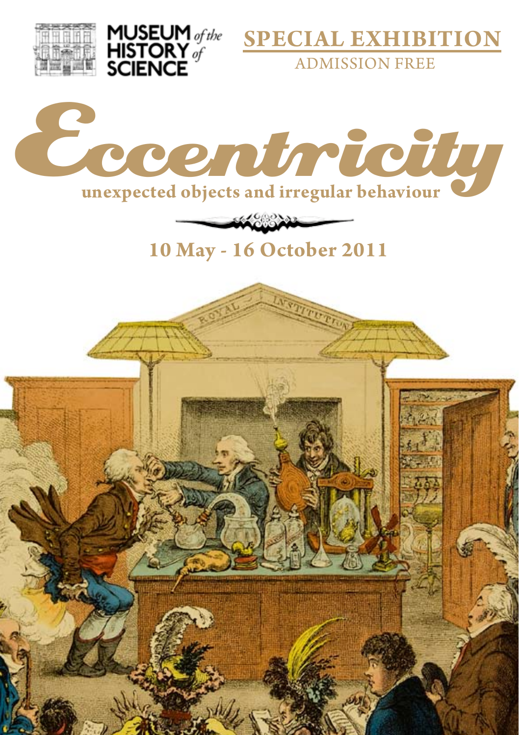MUSEUM of the HISTORY of SCIENCE

**SPECIAL EXHIBITION**

ADMISSION FREE

# Eccentricity

**unexpected objects and irregular behaviour**

## 10 May - 16 October 2011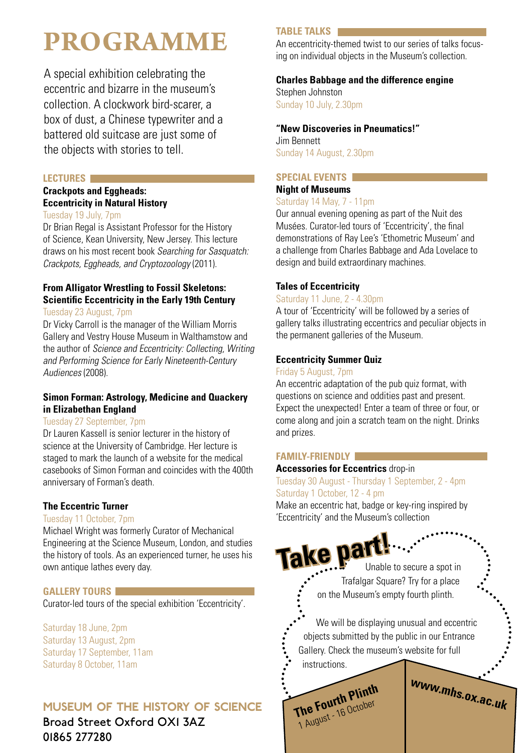# PROGRAMME

A special exhibition celebrating the eccentric and bizarre in the museum's collection. A clockwork bird-scarer, a box of dust, a Chinese typewriter and a battered old suitcase are just some of the objects with stories to tell.

## LECTURES

**Crackpots and Eggheads: Eccentricity in Natural History**

Tuesday 19 July, 7pm

Dr Brian Regal is Assistant Professor for the History of Science, Kean University, New Jersey. This lecture draws on his most recent book *Searching for Sasquatch: Crackpots, Eggheads, and Cryptozoology* (2011).

**From Alligator Wrestling to Fossil Skeletons: Scientific Eccentricity in the Early 19th Century**

Tuesday 23 August, 7pm

Dr Vicky Carroll is the manager of the William Morris Gallery and Vestry House Museum in Walthamstow and the author of *Science and Eccentricity: Collecting, Writing and Performing Science for Early Nineteenth-Century Audiences* (2008).

**Simon Forman: Astrology, Medicine and Quackery in Elizabethan England**

Tuesday 27 September, 7pm

Dr Lauren Kassell is senior lecturer in the history of science at the University of Cambridge. Her lecture is staged to mark the launch of a website for the medical casebooks of Simon Forman and coincides with the 400th anniversary of Forman's death.

**The Eccentric Turner**

Tuesday 11 October, 7pm

Michael Wright was formerly Curator of Mechanical Engineering at the Science Museum, London, and studies the history of tools. As an experienced turner, he uses his own antique lathes every day.

## GALLERY TOURS

Curator-led tours of the special exhibition 'Eccentricity'.

Saturday 18 June, 2pm
Saturday 13 August, 2pm
Saturday 17 September, 11am
Saturday 8 October, 11am

## TABLE TALKS

An eccentricity-themed twist to our series of talks focusing on individual objects in the Museum's collection.

**Charles Babbage and the difference engine**
Stephen Johnston
Sunday 10 July, 2.30pm

**"New Discoveries in Pneumatics!"**
Jim Bennett
Sunday 14 August, 2.30pm

## SPECIAL EVENTS

**Night of Museums**

Saturday 14 May, 7 - 11pm

Our annual evening opening as part of the Nuit des Musées. Curator-led tours of 'Eccentricity', the final demonstrations of Ray Lee's 'Ethometric Museum' and a challenge from Charles Babbage and Ada Lovelace to design and build extraordinary machines.

**Tales of Eccentricity**

Saturday 11 June, 2 - 4.30pm

A tour of 'Eccentricity' will be followed by a series of gallery talks illustrating eccentrics and peculiar objects in the permanent galleries of the Museum.

**Eccentricity Summer Quiz**

Friday 5 August, 7pm

An eccentric adaptation of the pub quiz format, with questions on science and oddities past and present. Expect the unexpected! Enter a team of three or four, or come along and join a scratch team on the night. Drinks and prizes.

## FAMILY-FRIENDLY

**Accessories for Eccentrics** drop-in

Tuesday 30 August - Thursday 1 September, 2 - 4pm
Saturday 1 October, 12 - 4 pm

Make an eccentric hat, badge or key-ring inspired by 'Eccentricity' and the Museum's collection

## Take part!

Unable to secure a spot in Trafalgar Square? Try for a place on the Museum's empty fourth plinth.

We will be displaying unusual and eccentric objects submitted by the public in our Entrance Gallery. Check the museum's website for full instructions.

**The Fourth Plinth**
1 August - 16 October

www.mhs.ox.ac.uk

**MUSEUM OF THE HISTORY OF SCIENCE**
Broad Street Oxford OX1 3AZ
01865 277280